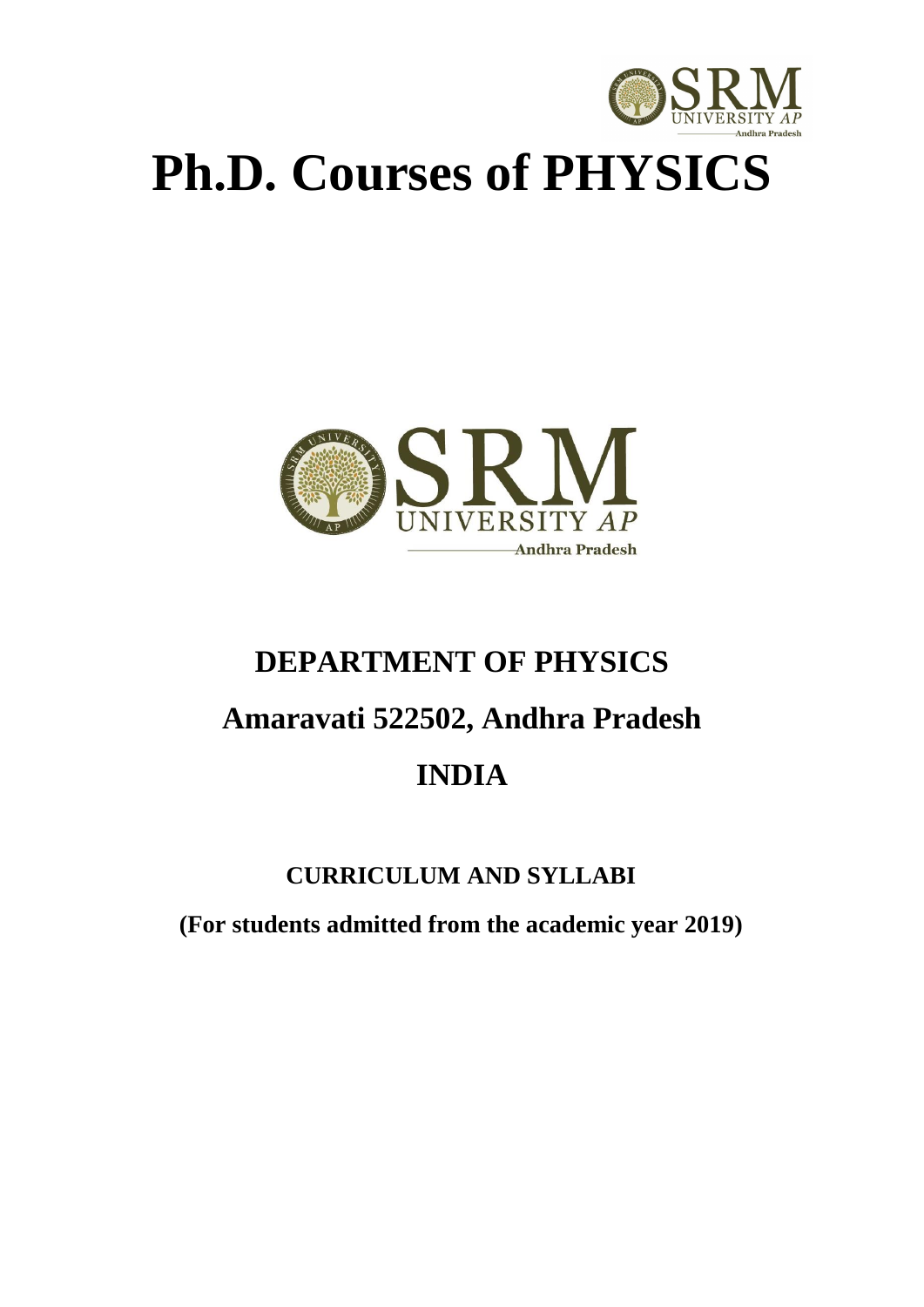# Ph.D. Courses of PHYSICS

## DEPARTMENT OF PHYSICS

## Amaravati 522502, Andhra Pradesh

## INDIA

**CURRICULUM AND SYLLABI**

**(For students admitted from the academic year 2019)**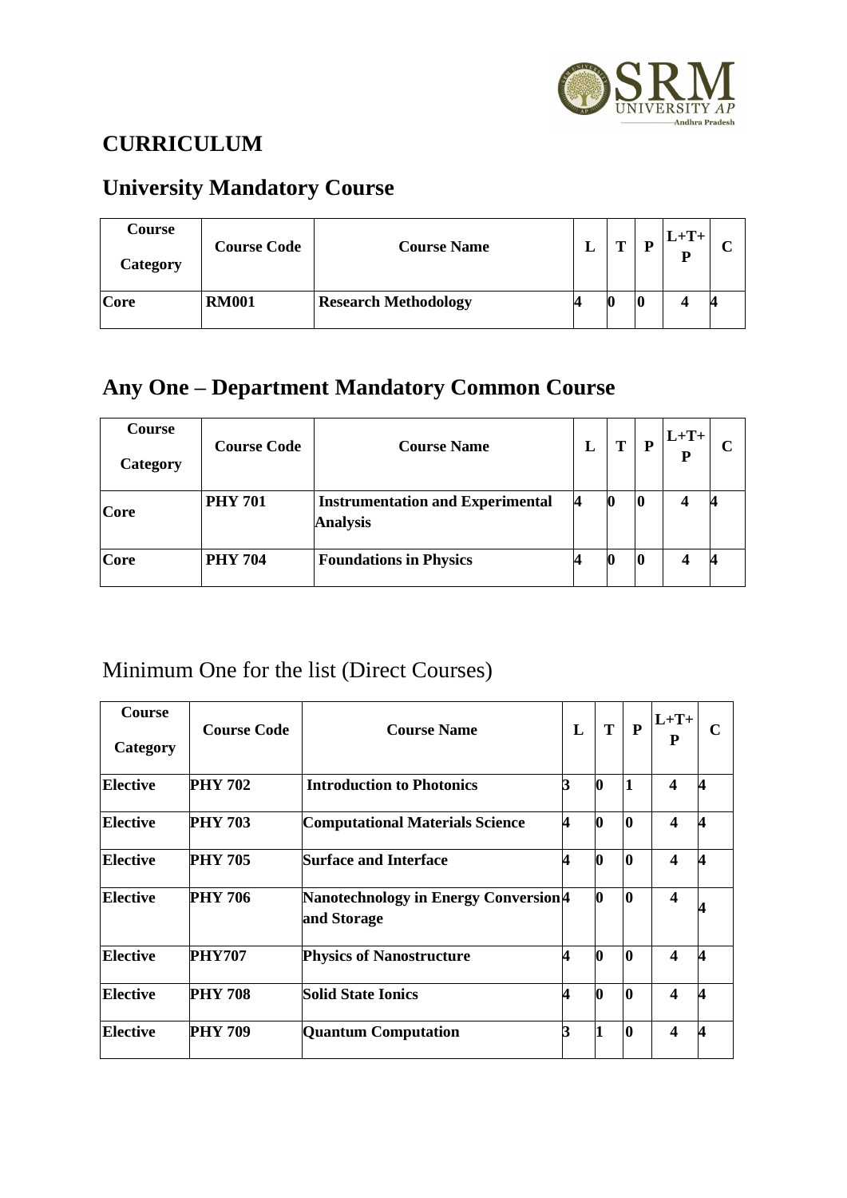## CURRICULUM

## University Mandatory Course

| Course Category | Course Code | Course Name | L | T | P | L+T+P | C |
|---|---|---|---|---|---|---|---|
| Core | RM001 | Research Methodology | 4 | 0 | 0 | 4 | 4 |

## Any One – Department Mandatory Common Course

| Course Category | Course Code | Course Name | L | T | P | L+T+P | C |
|---|---|---|---|---|---|---|---|
| Core | PHY 701 | Instrumentation and Experimental Analysis | 4 | 0 | 0 | 4 | 4 |
| Core | PHY 704 | Foundations in Physics | 4 | 0 | 0 | 4 | 4 |

## Minimum One for the list (Direct Courses)

| Course Category | Course Code | Course Name | L | T | P | L+T+P | C |
|---|---|---|---|---|---|---|---|
| Elective | PHY 702 | Introduction to Photonics | 3 | 0 | 1 | 4 | 4 |
| Elective | PHY 703 | Computational Materials Science | 4 | 0 | 0 | 4 | 4 |
| Elective | PHY 705 | Surface and Interface | 4 | 0 | 0 | 4 | 4 |
| Elective | PHY 706 | Nanotechnology in Energy Conversion and Storage | 4 | 0 | 0 | 4 | 4 |
| Elective | PHY707 | Physics of Nanostructure | 4 | 0 | 0 | 4 | 4 |
| Elective | PHY 708 | Solid State Ionics | 4 | 0 | 0 | 4 | 4 |
| Elective | PHY 709 | Quantum Computation | 3 | 1 | 0 | 4 | 4 |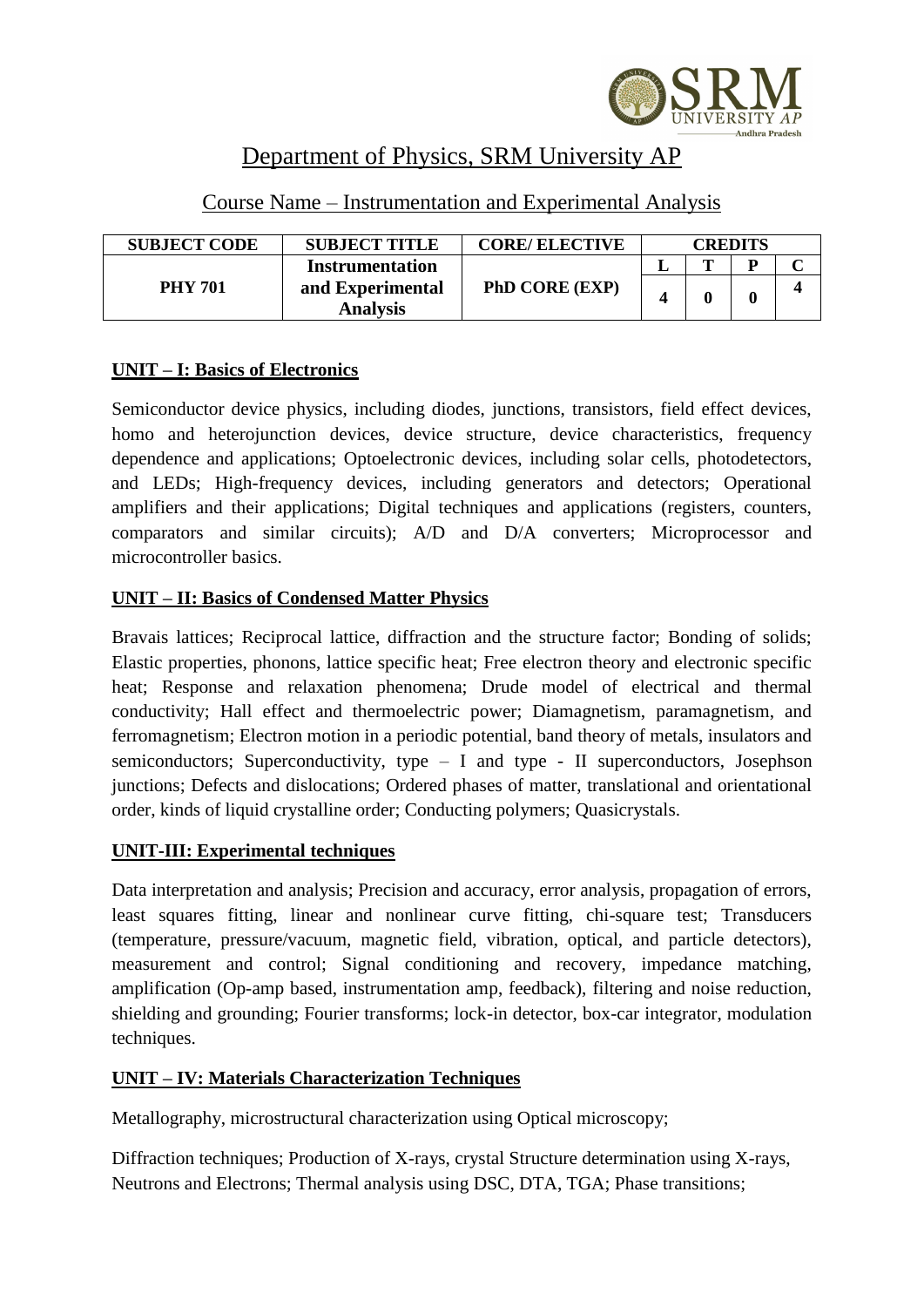# Department of Physics, SRM University AP

## Course Name – Instrumentation and Experimental Analysis

| SUBJECT CODE | SUBJECT TITLE | CORE/ ELECTIVE | CREDITS | | | |
|---|---|---|---|---|---|---|
| | | | L | T | P | C |
| PHY 701 | Instrumentation and Experimental Analysis | PhD CORE (EXP) | 4 | 0 | 0 | 4 |

### UNIT – I: Basics of Electronics

Semiconductor device physics, including diodes, junctions, transistors, field effect devices, homo and heterojunction devices, device structure, device characteristics, frequency dependence and applications; Optoelectronic devices, including solar cells, photodetectors, and LEDs; High-frequency devices, including generators and detectors; Operational amplifiers and their applications; Digital techniques and applications (registers, counters, comparators and similar circuits); A/D and D/A converters; Microprocessor and microcontroller basics.

### UNIT – II: Basics of Condensed Matter Physics

Bravais lattices; Reciprocal lattice, diffraction and the structure factor; Bonding of solids; Elastic properties, phonons, lattice specific heat; Free electron theory and electronic specific heat; Response and relaxation phenomena; Drude model of electrical and thermal conductivity; Hall effect and thermoelectric power; Diamagnetism, paramagnetism, and ferromagnetism; Electron motion in a periodic potential, band theory of metals, insulators and semiconductors; Superconductivity, type – I and type - II superconductors, Josephson junctions; Defects and dislocations; Ordered phases of matter, translational and orientational order, kinds of liquid crystalline order; Conducting polymers; Quasicrystals.

### UNIT-III: Experimental techniques

Data interpretation and analysis; Precision and accuracy, error analysis, propagation of errors, least squares fitting, linear and nonlinear curve fitting, chi-square test; Transducers (temperature, pressure/vacuum, magnetic field, vibration, optical, and particle detectors), measurement and control; Signal conditioning and recovery, impedance matching, amplification (Op-amp based, instrumentation amp, feedback), filtering and noise reduction, shielding and grounding; Fourier transforms; lock-in detector, box-car integrator, modulation techniques.

### UNIT – IV: Materials Characterization Techniques

Metallography, microstructural characterization using Optical microscopy;

Diffraction techniques; Production of X-rays, crystal Structure determination using X-rays, Neutrons and Electrons; Thermal analysis using DSC, DTA, TGA; Phase transitions;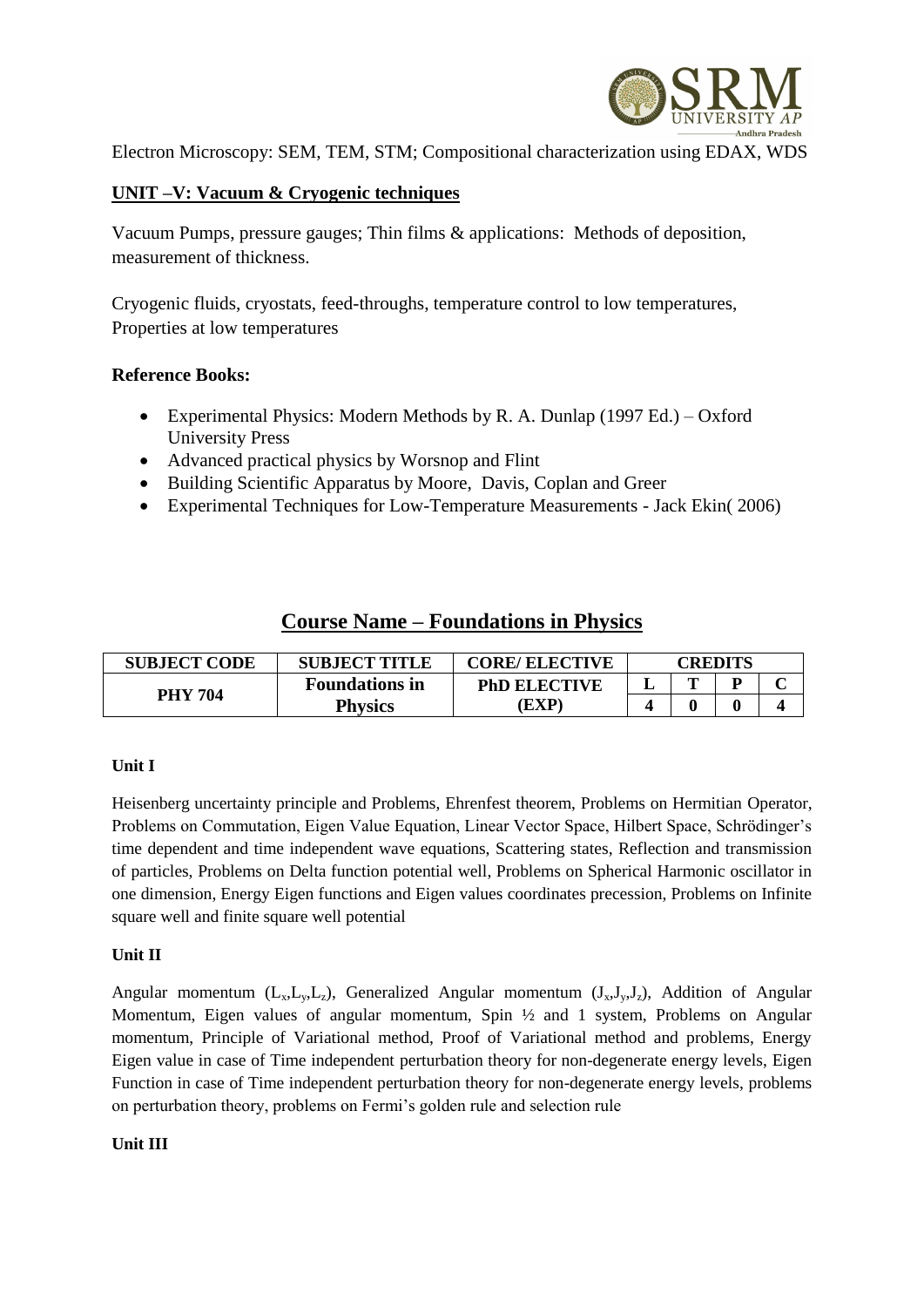Electron Microscopy: SEM, TEM, STM; Compositional characterization using EDAX, WDS

**UNIT –V: Vacuum & Cryogenic techniques**

Vacuum Pumps, pressure gauges; Thin films & applications: Methods of deposition, measurement of thickness.

Cryogenic fluids, cryostats, feed-throughs, temperature control to low temperatures, Properties at low temperatures

**Reference Books:**

- Experimental Physics: Modern Methods by R. A. Dunlap (1997 Ed.) – Oxford University Press
- Advanced practical physics by Worsnop and Flint
- Building Scientific Apparatus by Moore, Davis, Coplan and Greer
- Experimental Techniques for Low-Temperature Measurements - Jack Ekin( 2006)

## Course Name – Foundations in Physics

| SUBJECT CODE | SUBJECT TITLE | CORE/ ELECTIVE | CREDITS | | | |
|---|---|---|---|---|---|---|
| | | | L | T | P | C |
| PHY 704 | Foundations in Physics | PhD ELECTIVE (EXP) | 4 | 0 | 0 | 4 |

**Unit I**

Heisenberg uncertainty principle and Problems, Ehrenfest theorem, Problems on Hermitian Operator, Problems on Commutation, Eigen Value Equation, Linear Vector Space, Hilbert Space, Schrödinger's time dependent and time independent wave equations, Scattering states, Reflection and transmission of particles, Problems on Delta function potential well, Problems on Spherical Harmonic oscillator in one dimension, Energy Eigen functions and Eigen values coordinates precession, Problems on Infinite square well and finite square well potential

**Unit II**

Angular momentum ($L_x$,$L_y$,$L_z$), Generalized Angular momentum ($J_x$,$J_y$,$J_z$), Addition of Angular Momentum, Eigen values of angular momentum, Spin ½ and 1 system, Problems on Angular momentum, Principle of Variational method, Proof of Variational method and problems, Energy Eigen value in case of Time independent perturbation theory for non-degenerate energy levels, Eigen Function in case of Time independent perturbation theory for non-degenerate energy levels, problems on perturbation theory, problems on Fermi's golden rule and selection rule

**Unit III**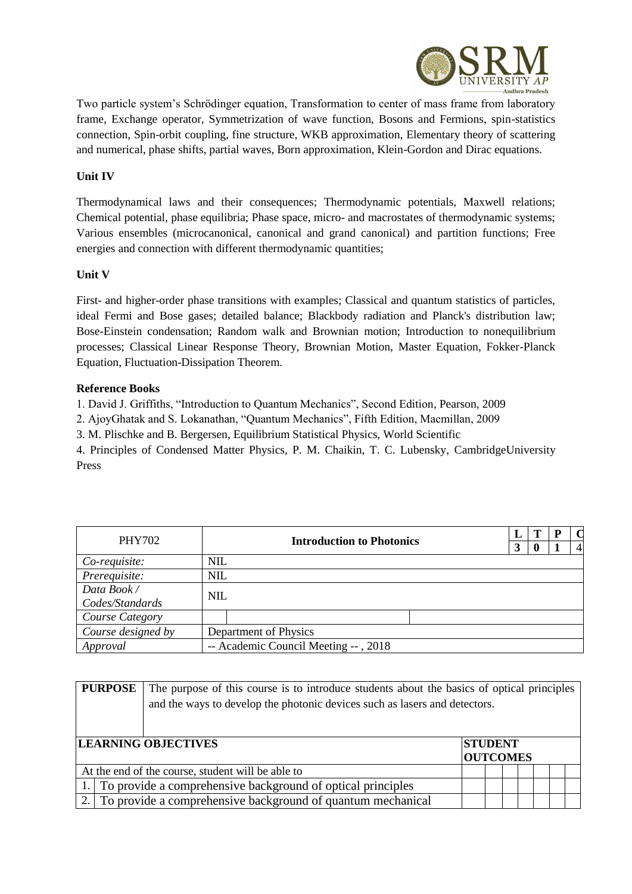Two particle system's Schrödinger equation, Transformation to center of mass frame from laboratory frame, Exchange operator, Symmetrization of wave function, Bosons and Fermions, spin-statistics connection, Spin-orbit coupling, fine structure, WKB approximation, Elementary theory of scattering and numerical, phase shifts, partial waves, Born approximation, Klein-Gordon and Dirac equations.

**Unit IV**

Thermodynamical laws and their consequences; Thermodynamic potentials, Maxwell relations; Chemical potential, phase equilibria; Phase space, micro- and macrostates of thermodynamic systems; Various ensembles (microcanonical, canonical and grand canonical) and partition functions; Free energies and connection with different thermodynamic quantities;

**Unit V**

First- and higher-order phase transitions with examples; Classical and quantum statistics of particles, ideal Fermi and Bose gases; detailed balance; Blackbody radiation and Planck's distribution law; Bose-Einstein condensation; Random walk and Brownian motion; Introduction to nonequilibrium processes; Classical Linear Response Theory, Brownian Motion, Master Equation, Fokker-Planck Equation, Fluctuation-Dissipation Theorem.

**Reference Books**

1. David J. Griffiths, "Introduction to Quantum Mechanics", Second Edition, Pearson, 2009
2. AjoyGhatak and S. Lokanathan, "Quantum Mechanics", Fifth Edition, Macmillan, 2009
3. M. Plischke and B. Bergersen, Equilibrium Statistical Physics, World Scientific
4. Principles of Condensed Matter Physics, P. M. Chaikin, T. C. Lubensky, CambridgeUniversity Press

| PHY702 | **Introduction to Photonics** | | **L** | **T** | **P** | **C** |
|---|---|---|---|---|---|---|
| | | | **3** | **0** | **1** | 4 |
| *Co-requisite:* | NIL | | | | | |
| *Prerequisite:* | NIL | | | | | |
| *Data Book / Codes/Standards* | NIL | | | | | |
| *Course Category* | | | | | | |
| *Course designed by* | Department of Physics | | | | | |
| *Approval* | -- Academic Council Meeting -- , 2018 | | | | | |

| **PURPOSE** | The purpose of this course is to introduce students about the basics of optical principles and the ways to develop the photonic devices such as lasers and detectors. | | | | | | | |
|---|---|---|---|---|---|---|---|---|
| **LEARNING OBJECTIVES** | | **STUDENT OUTCOMES** | | | | | | |
| At the end of the course, student will be able to | | | | | | | | |
| 1. | To provide a comprehensive background of optical principles | | | | | | | |
| 2. | To provide a comprehensive background of quantum mechanical | | | | | | | |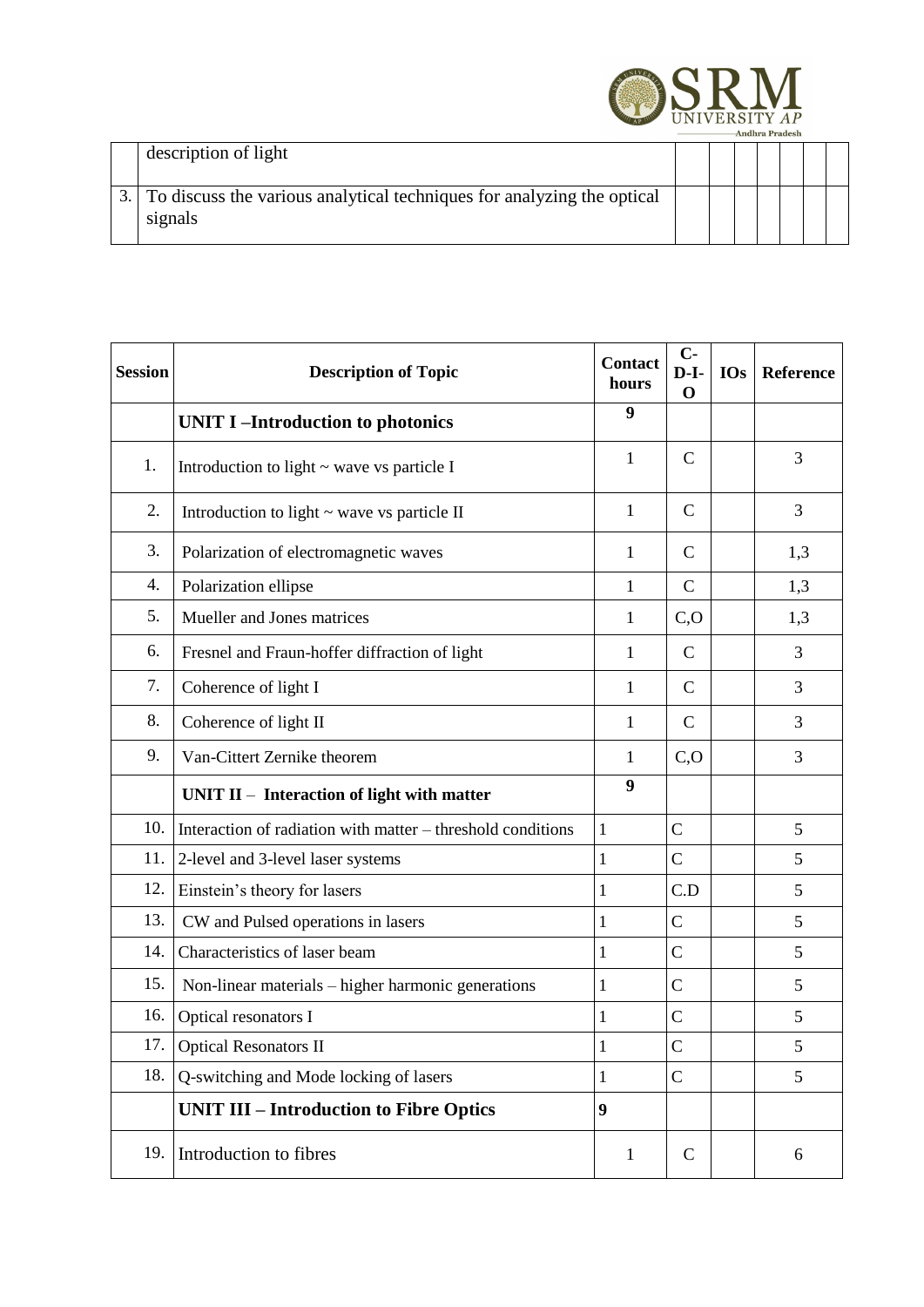| | | | | | | | | |
|---|---|---|---|---|---|---|---|---|
| | description of light | | | | | | | |
| 3. | To discuss the various analytical techniques for analyzing the optical signals | | | | | | | |

| Session | Description of Topic | Contact hours | C-D-I-O | IOs | Reference |
|---|---|---|---|---|---|
| | **UNIT I –Introduction to photonics** | **9** | | | |
| 1. | Introduction to light ~ wave vs particle I | 1 | C | | 3 |
| 2. | Introduction to light ~ wave vs particle II | 1 | C | | 3 |
| 3. | Polarization of electromagnetic waves | 1 | C | | 1,3 |
| 4. | Polarization ellipse | 1 | C | | 1,3 |
| 5. | Mueller and Jones matrices | 1 | C,O | | 1,3 |
| 6. | Fresnel and Fraun-hoffer diffraction of light | 1 | C | | 3 |
| 7. | Coherence of light I | 1 | C | | 3 |
| 8. | Coherence of light II | 1 | C | | 3 |
| 9. | Van-Cittert Zernike theorem | 1 | C,O | | 3 |
| | **UNIT II – Interaction of light with matter** | **9** | | | |
| 10. | Interaction of radiation with matter – threshold conditions | 1 | C | | 5 |
| 11. | 2-level and 3-level laser systems | 1 | C | | 5 |
| 12. | Einstein's theory for lasers | 1 | C.D | | 5 |
| 13. | CW and Pulsed operations in lasers | 1 | C | | 5 |
| 14. | Characteristics of laser beam | 1 | C | | 5 |
| 15. | Non-linear materials – higher harmonic generations | 1 | C | | 5 |
| 16. | Optical resonators I | 1 | C | | 5 |
| 17. | Optical Resonators II | 1 | C | | 5 |
| 18. | Q-switching and Mode locking of lasers | 1 | C | | 5 |
| | **UNIT III – Introduction to Fibre Optics** | **9** | | | |
| 19. | Introduction to fibres | 1 | C | | 6 |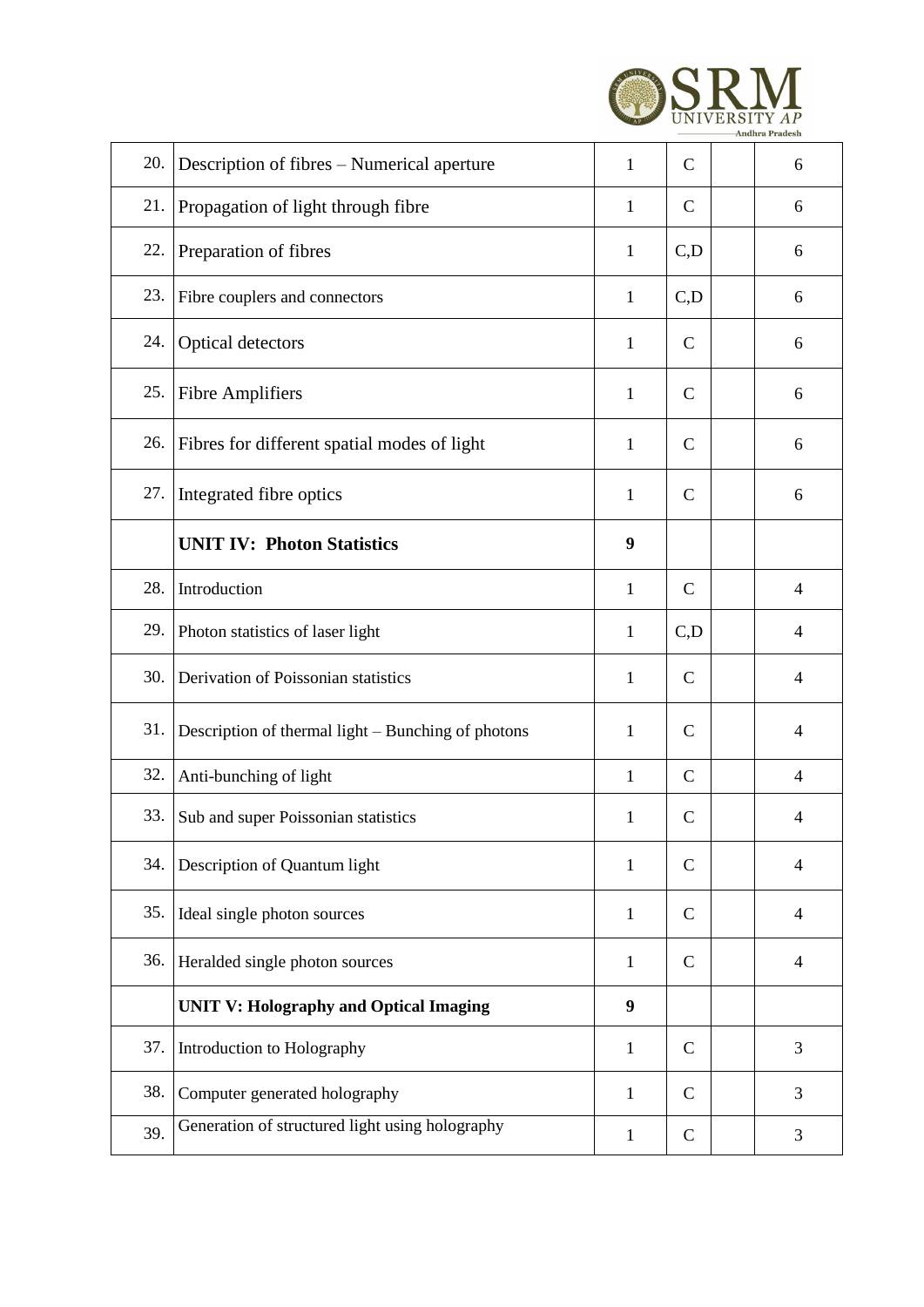| 20. | Description of fibres – Numerical aperture | 1 | C | | 6 |
|---|---|---|---|---|---|
| 21. | Propagation of light through fibre | 1 | C | | 6 |
| 22. | Preparation of fibres | 1 | C,D | | 6 |
| 23. | Fibre couplers and connectors | 1 | C,D | | 6 |
| 24. | Optical detectors | 1 | C | | 6 |
| 25. | Fibre Amplifiers | 1 | C | | 6 |
| 26. | Fibres for different spatial modes of light | 1 | C | | 6 |
| 27. | Integrated fibre optics | 1 | C | | 6 |
| | **UNIT IV: Photon Statistics** | **9** | | | |
| 28. | Introduction | 1 | C | | 4 |
| 29. | Photon statistics of laser light | 1 | C,D | | 4 |
| 30. | Derivation of Poissonian statistics | 1 | C | | 4 |
| 31. | Description of thermal light – Bunching of photons | 1 | C | | 4 |
| 32. | Anti-bunching of light | 1 | C | | 4 |
| 33. | Sub and super Poissonian statistics | 1 | C | | 4 |
| 34. | Description of Quantum light | 1 | C | | 4 |
| 35. | Ideal single photon sources | 1 | C | | 4 |
| 36. | Heralded single photon sources | 1 | C | | 4 |
| | **UNIT V: Holography and Optical Imaging** | **9** | | | |
| 37. | Introduction to Holography | 1 | C | | 3 |
| 38. | Computer generated holography | 1 | C | | 3 |
| 39. | Generation of structured light using holography | 1 | C | | 3 |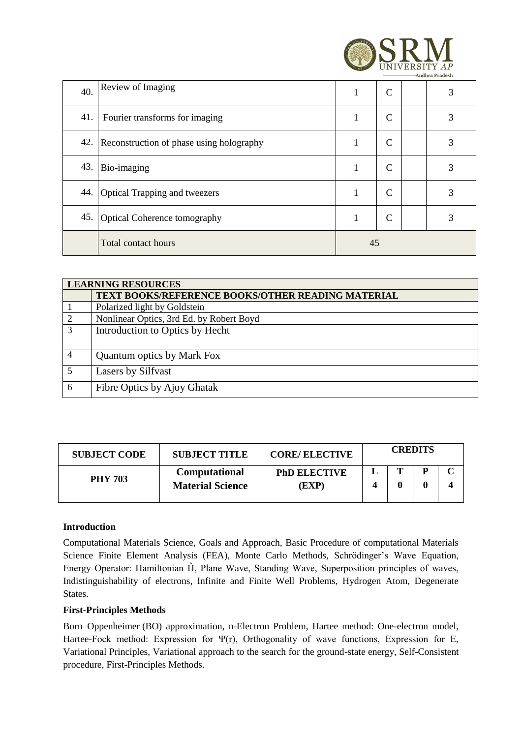| 40. | Review of Imaging | 1 | C | | 3 |
|---|---|---|---|---|---|
| 41. | Fourier transforms for imaging | 1 | C | | 3 |
| 42. | Reconstruction of phase using holography | 1 | C | | 3 |
| 43. | Bio-imaging | 1 | C | | 3 |
| 44. | Optical Trapping and tweezers | 1 | C | | 3 |
| 45. | Optical Coherence tomography | 1 | C | | 3 |
| | Total contact hours | 45 | | | |

| LEARNING RESOURCES | |
|---|---|
| | **TEXT BOOKS/REFERENCE BOOKS/OTHER READING MATERIAL** |
| 1 | Polarized light by Goldstein |
| 2 | Nonlinear Optics, 3rd Ed. by Robert Boyd |
| 3 | Introduction to Optics by Hecht |
| 4 | Quantum optics by Mark Fox |
| 5 | Lasers by Silfvast |
| 6 | Fibre Optics by Ajoy Ghatak |

| SUBJECT CODE | SUBJECT TITLE | CORE/ ELECTIVE | CREDITS | | | |
|---|---|---|---|---|---|---|
| | | | L | T | P | C |
| PHY 703 | Computational Material Science | PhD ELECTIVE (EXP) | 4 | 0 | 0 | 4 |

**Introduction**

Computational Materials Science, Goals and Approach, Basic Procedure of computational Materials Science Finite Element Analysis (FEA), Monte Carlo Methods, Schrödinger's Wave Equation, Energy Operator: Hamiltonian $\hat{H}$, Plane Wave, Standing Wave, Superposition principles of waves, Indistinguishability of electrons, Infinite and Finite Well Problems, Hydrogen Atom, Degenerate States.

**First-Principles Methods**

Born–Oppenheimer (BO) approximation, n-Electron Problem, Hartee method: One-electron model, Hartee-Fock method: Expression for $\Psi(r)$, Orthogonality of wave functions, Expression for E, Variational Principles, Variational approach to the search for the ground-state energy, Self-Consistent procedure, First-Principles Methods.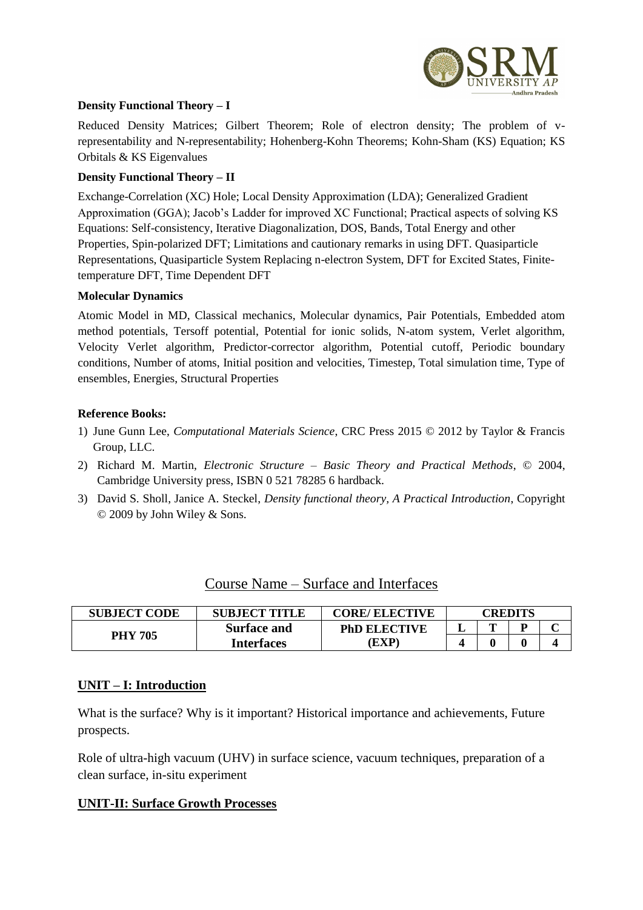**Density Functional Theory – I**

Reduced Density Matrices; Gilbert Theorem; Role of electron density; The problem of v-representability and N-representability; Hohenberg-Kohn Theorems; Kohn-Sham (KS) Equation; KS Orbitals & KS Eigenvalues

**Density Functional Theory – II**

Exchange-Correlation (XC) Hole; Local Density Approximation (LDA); Generalized Gradient Approximation (GGA); Jacob's Ladder for improved XC Functional; Practical aspects of solving KS Equations: Self-consistency, Iterative Diagonalization, DOS, Bands, Total Energy and other Properties, Spin-polarized DFT; Limitations and cautionary remarks in using DFT. Quasiparticle Representations, Quasiparticle System Replacing n-electron System, DFT for Excited States, Finite-temperature DFT, Time Dependent DFT

**Molecular Dynamics**

Atomic Model in MD, Classical mechanics, Molecular dynamics, Pair Potentials, Embedded atom method potentials, Tersoff potential, Potential for ionic solids, N-atom system, Verlet algorithm, Velocity Verlet algorithm, Predictor-corrector algorithm, Potential cutoff, Periodic boundary conditions, Number of atoms, Initial position and velocities, Timestep, Total simulation time, Type of ensembles, Energies, Structural Properties

**Reference Books:**

1) June Gunn Lee, *Computational Materials Science*, CRC Press 2015 © 2012 by Taylor & Francis Group, LLC.
2) Richard M. Martin, *Electronic Structure – Basic Theory and Practical Methods*, © 2004, Cambridge University press, ISBN 0 521 78285 6 hardback.
3) David S. Sholl, Janice A. Steckel, *Density functional theory, A Practical Introduction*, Copyright © 2009 by John Wiley & Sons.

## Course Name – Surface and Interfaces

| SUBJECT CODE | SUBJECT TITLE | CORE/ ELECTIVE | CREDITS | | | |
|---|---|---|---|---|---|---|
| | | | L | T | P | C |
| PHY 705 | Surface and Interfaces | PhD ELECTIVE (EXP) | 4 | 0 | 0 | 4 |

### UNIT – I: Introduction

What is the surface? Why is it important? Historical importance and achievements, Future prospects.

Role of ultra-high vacuum (UHV) in surface science, vacuum techniques, preparation of a clean surface, in-situ experiment

### UNIT-II: Surface Growth Processes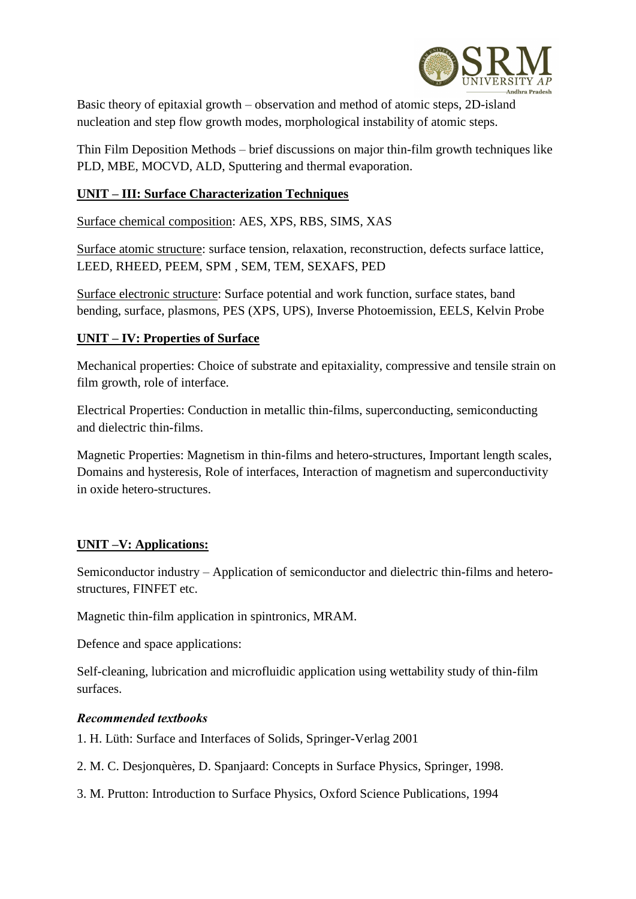Basic theory of epitaxial growth – observation and method of atomic steps, 2D-island nucleation and step flow growth modes, morphological instability of atomic steps.

Thin Film Deposition Methods – brief discussions on major thin-film growth techniques like PLD, MBE, MOCVD, ALD, Sputtering and thermal evaporation.

## UNIT – III: Surface Characterization Techniques

Surface chemical composition: AES, XPS, RBS, SIMS, XAS

Surface atomic structure: surface tension, relaxation, reconstruction, defects surface lattice, LEED, RHEED, PEEM, SPM , SEM, TEM, SEXAFS, PED

Surface electronic structure: Surface potential and work function, surface states, band bending, surface, plasmons, PES (XPS, UPS), Inverse Photoemission, EELS, Kelvin Probe

## UNIT – IV: Properties of Surface

Mechanical properties: Choice of substrate and epitaxiality, compressive and tensile strain on film growth, role of interface.

Electrical Properties: Conduction in metallic thin-films, superconducting, semiconducting and dielectric thin-films.

Magnetic Properties: Magnetism in thin-films and hetero-structures, Important length scales, Domains and hysteresis, Role of interfaces, Interaction of magnetism and superconductivity in oxide hetero-structures.

## UNIT –V: Applications:

Semiconductor industry – Application of semiconductor and dielectric thin-films and hetero-structures, FINFET etc.

Magnetic thin-film application in spintronics, MRAM.

Defence and space applications:

Self-cleaning, lubrication and microfluidic application using wettability study of thin-film surfaces.

### *Recommended textbooks*

1. H. Lüth: Surface and Interfaces of Solids, Springer-Verlag 2001
2. M. C. Desjonquères, D. Spanjaard: Concepts in Surface Physics, Springer, 1998.
3. M. Prutton: Introduction to Surface Physics, Oxford Science Publications, 1994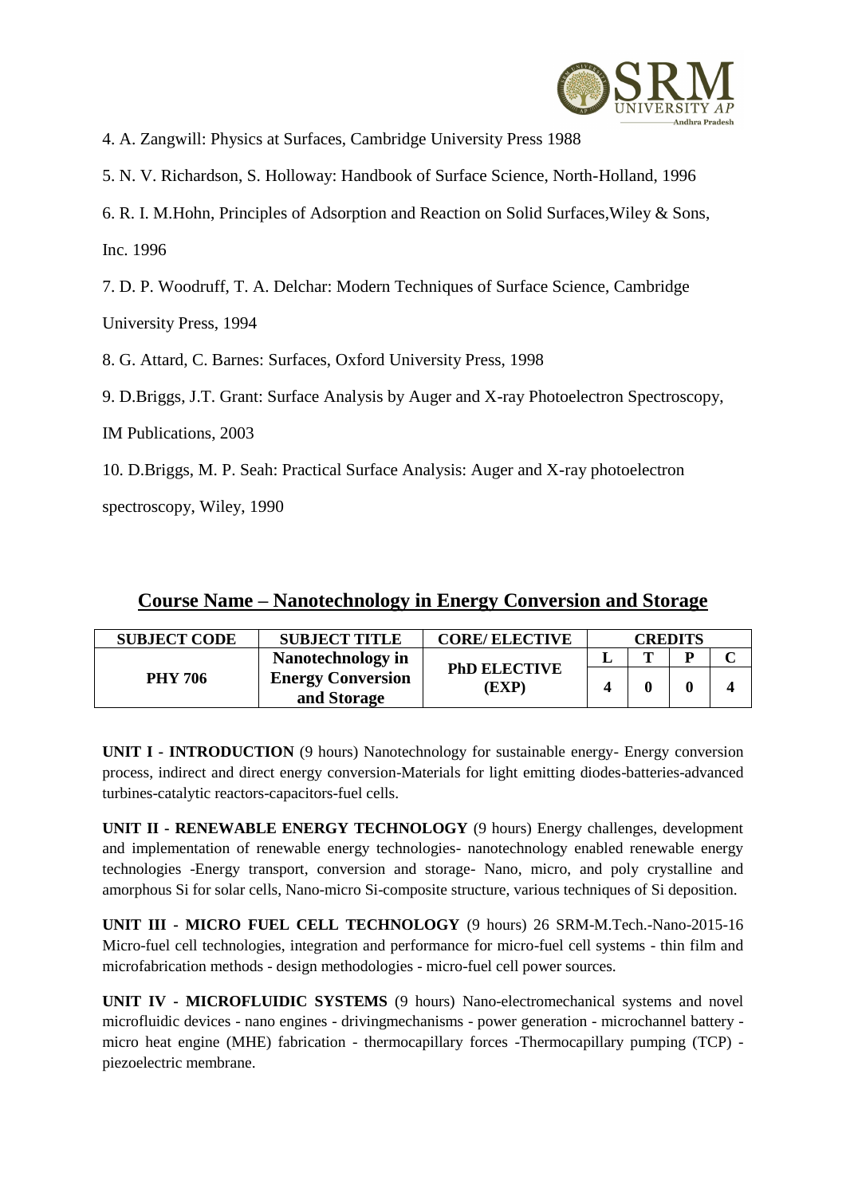4. A. Zangwill: Physics at Surfaces, Cambridge University Press 1988

5. N. V. Richardson, S. Holloway: Handbook of Surface Science, North-Holland, 1996

6. R. I. M.Hohn, Principles of Adsorption and Reaction on Solid Surfaces,Wiley & Sons, Inc. 1996

7. D. P. Woodruff, T. A. Delchar: Modern Techniques of Surface Science, Cambridge University Press, 1994

8. G. Attard, C. Barnes: Surfaces, Oxford University Press, 1998

9. D.Briggs, J.T. Grant: Surface Analysis by Auger and X-ray Photoelectron Spectroscopy, IM Publications, 2003

10. D.Briggs, M. P. Seah: Practical Surface Analysis: Auger and X-ray photoelectron spectroscopy, Wiley, 1990

## Course Name – Nanotechnology in Energy Conversion and Storage

| SUBJECT CODE | SUBJECT TITLE | CORE/ ELECTIVE | CREDITS | | | |
|---|---|---|---|---|---|---|
| | | | L | T | P | C |
| PHY 706 | Nanotechnology in Energy Conversion and Storage | PhD ELECTIVE (EXP) | 4 | 0 | 0 | 4 |

**UNIT I - INTRODUCTION** (9 hours) Nanotechnology for sustainable energy- Energy conversion process, indirect and direct energy conversion-Materials for light emitting diodes-batteries-advanced turbines-catalytic reactors-capacitors-fuel cells.

**UNIT II - RENEWABLE ENERGY TECHNOLOGY** (9 hours) Energy challenges, development and implementation of renewable energy technologies- nanotechnology enabled renewable energy technologies -Energy transport, conversion and storage- Nano, micro, and poly crystalline and amorphous Si for solar cells, Nano-micro Si-composite structure, various techniques of Si deposition.

**UNIT III - MICRO FUEL CELL TECHNOLOGY** (9 hours) 26 SRM-M.Tech.-Nano-2015-16 Micro-fuel cell technologies, integration and performance for micro-fuel cell systems - thin film and microfabrication methods - design methodologies - micro-fuel cell power sources.

**UNIT IV - MICROFLUIDIC SYSTEMS** (9 hours) Nano-electromechanical systems and novel microfluidic devices - nano engines - drivingmechanisms - power generation - microchannel battery - micro heat engine (MHE) fabrication - thermocapillary forces -Thermocapillary pumping (TCP) - piezoelectric membrane.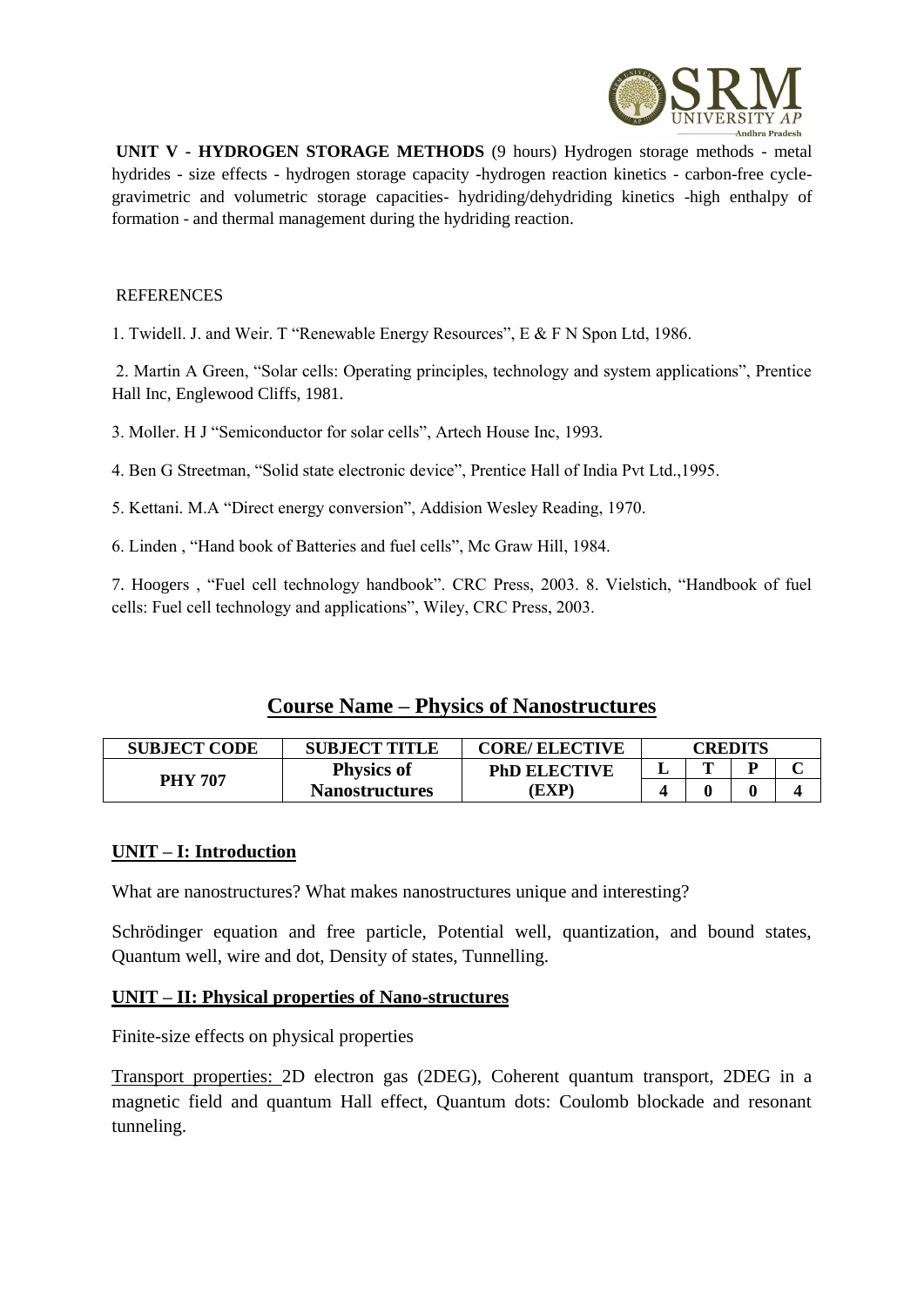**UNIT V - HYDROGEN STORAGE METHODS** (9 hours) Hydrogen storage methods - metal hydrides - size effects - hydrogen storage capacity -hydrogen reaction kinetics - carbon-free cycle-gravimetric and volumetric storage capacities- hydriding/dehydriding kinetics -high enthalpy of formation - and thermal management during the hydriding reaction.

REFERENCES

1. Twidell. J. and Weir. T "Renewable Energy Resources", E & F N Spon Ltd, 1986.

2. Martin A Green, "Solar cells: Operating principles, technology and system applications", Prentice Hall Inc, Englewood Cliffs, 1981.

3. Moller. H J "Semiconductor for solar cells", Artech House Inc, 1993.

4. Ben G Streetman, "Solid state electronic device", Prentice Hall of India Pvt Ltd.,1995.

5. Kettani. M.A "Direct energy conversion", Addision Wesley Reading, 1970.

6. Linden , "Hand book of Batteries and fuel cells", Mc Graw Hill, 1984.

7. Hoogers , "Fuel cell technology handbook". CRC Press, 2003. 8. Vielstich, "Handbook of fuel cells: Fuel cell technology and applications", Wiley, CRC Press, 2003.

## Course Name – Physics of Nanostructures

| SUBJECT CODE | SUBJECT TITLE | CORE/ ELECTIVE | CREDITS | | | |
|---|---|---|---|---|---|---|
| PHY 707 | Physics of Nanostructures | PhD ELECTIVE (EXP) | L | T | P | C |
| | | | 4 | 0 | 0 | 4 |

### UNIT – I: Introduction

What are nanostructures? What makes nanostructures unique and interesting?

Schrödinger equation and free particle, Potential well, quantization, and bound states, Quantum well, wire and dot, Density of states, Tunnelling.

### UNIT – II: Physical properties of Nano-structures

Finite-size effects on physical properties

Transport properties: 2D electron gas (2DEG), Coherent quantum transport, 2DEG in a magnetic field and quantum Hall effect, Quantum dots: Coulomb blockade and resonant tunneling.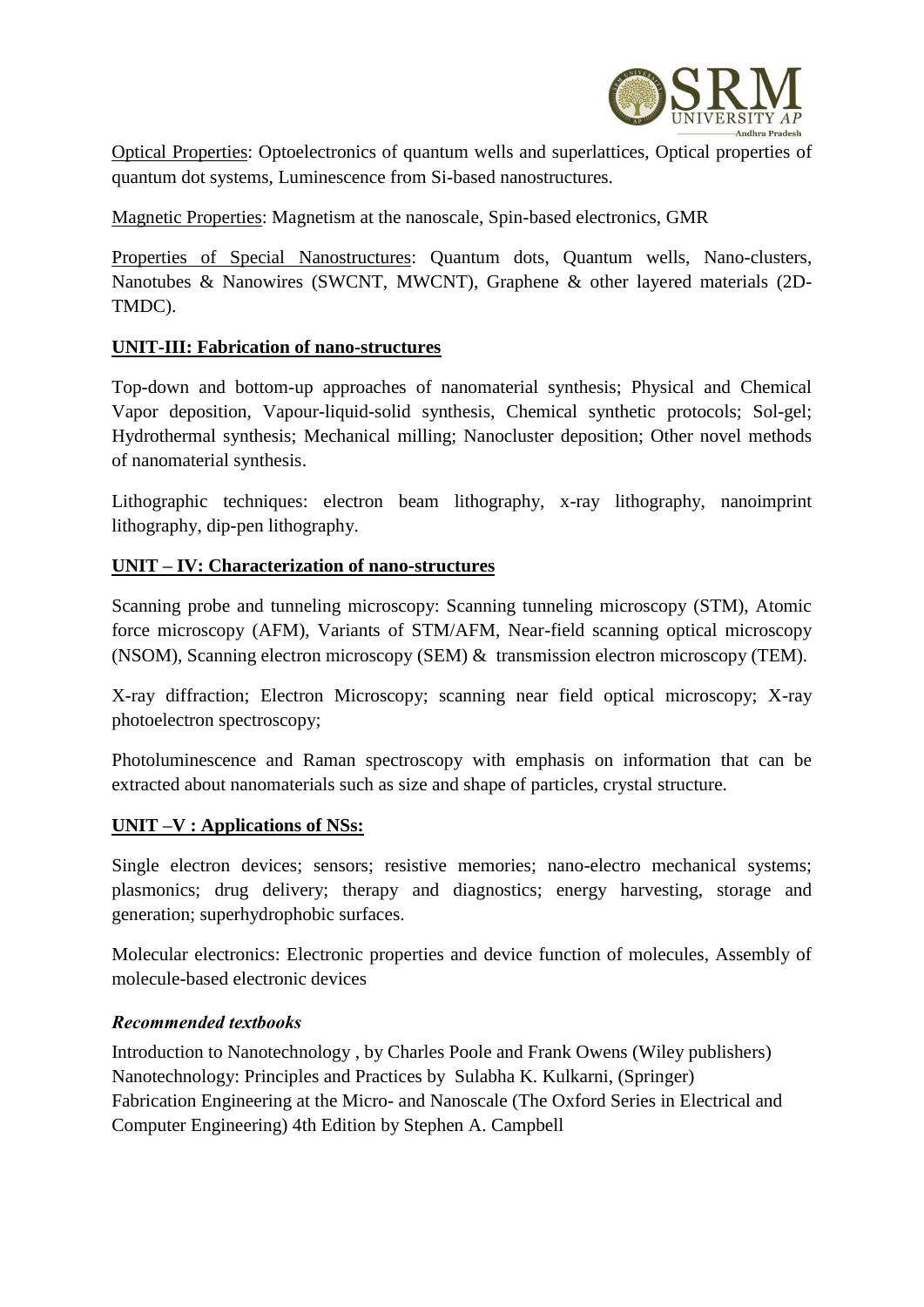Optical Properties: Optoelectronics of quantum wells and superlattices, Optical properties of quantum dot systems, Luminescence from Si-based nanostructures.

Magnetic Properties: Magnetism at the nanoscale, Spin-based electronics, GMR

Properties of Special Nanostructures: Quantum dots, Quantum wells, Nano-clusters, Nanotubes & Nanowires (SWCNT, MWCNT), Graphene & other layered materials (2D-TMDC).

## UNIT-III: Fabrication of nano-structures

Top-down and bottom-up approaches of nanomaterial synthesis; Physical and Chemical Vapor deposition, Vapour-liquid-solid synthesis, Chemical synthetic protocols; Sol-gel; Hydrothermal synthesis; Mechanical milling; Nanocluster deposition; Other novel methods of nanomaterial synthesis.

Lithographic techniques: electron beam lithography, x-ray lithography, nanoimprint lithography, dip-pen lithography.

## UNIT – IV: Characterization of nano-structures

Scanning probe and tunneling microscopy: Scanning tunneling microscopy (STM), Atomic force microscopy (AFM), Variants of STM/AFM, Near-field scanning optical microscopy (NSOM), Scanning electron microscopy (SEM) & transmission electron microscopy (TEM).

X-ray diffraction; Electron Microscopy; scanning near field optical microscopy; X-ray photoelectron spectroscopy;

Photoluminescence and Raman spectroscopy with emphasis on information that can be extracted about nanomaterials such as size and shape of particles, crystal structure.

## UNIT –V : Applications of NSs:

Single electron devices; sensors; resistive memories; nano-electro mechanical systems; plasmonics; drug delivery; therapy and diagnostics; energy harvesting, storage and generation; superhydrophobic surfaces.

Molecular electronics: Electronic properties and device function of molecules, Assembly of molecule-based electronic devices

### *Recommended textbooks*

Introduction to Nanotechnology , by Charles Poole and Frank Owens (Wiley publishers)
Nanotechnology: Principles and Practices by Sulabha K. Kulkarni, (Springer)
Fabrication Engineering at the Micro- and Nanoscale (The Oxford Series in Electrical and Computer Engineering) 4th Edition by Stephen A. Campbell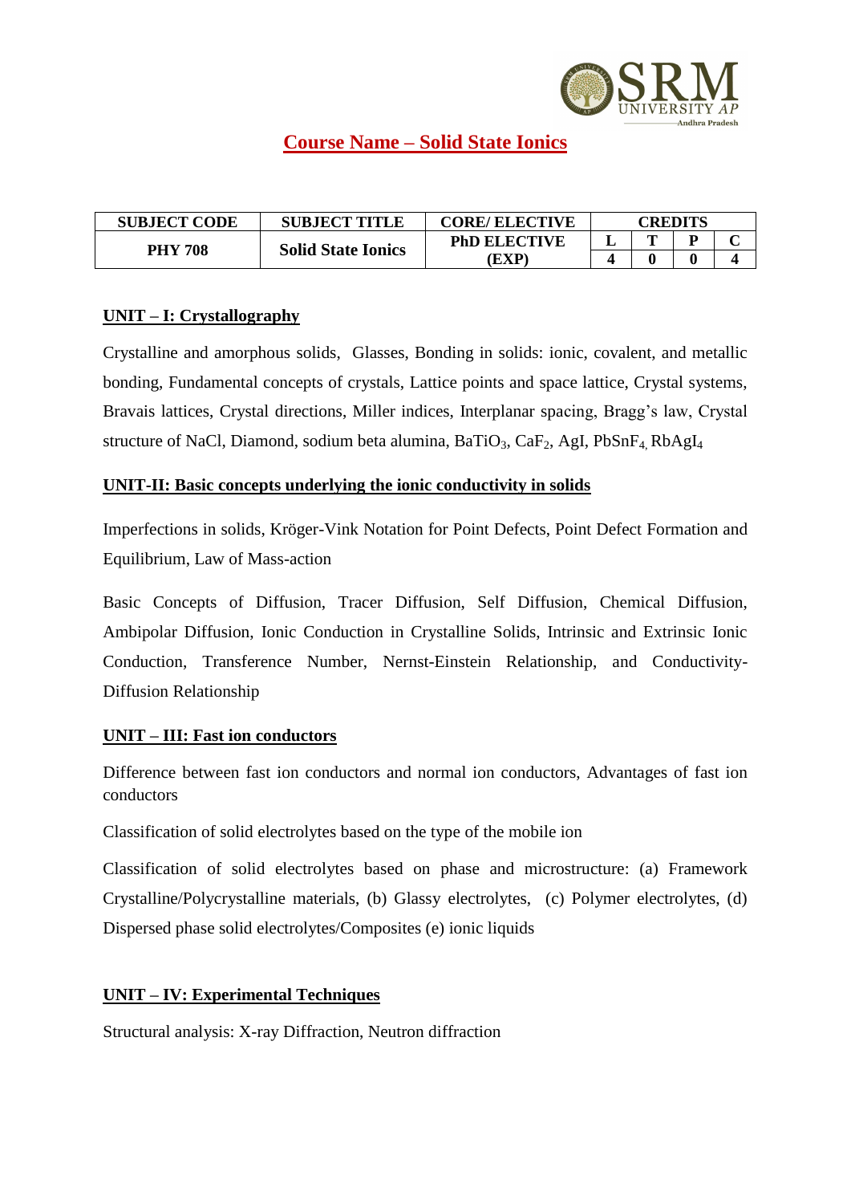# Course Name – Solid State Ionics

| SUBJECT CODE | SUBJECT TITLE | CORE/ ELECTIVE | CREDITS | | | |
|---|---|---|---|---|---|---|
| | | | L | T | P | C |
| PHY 708 | Solid State Ionics | PhD ELECTIVE (EXP) | 4 | 0 | 0 | 4 |

## UNIT – I: Crystallography

Crystalline and amorphous solids, Glasses, Bonding in solids: ionic, covalent, and metallic bonding, Fundamental concepts of crystals, Lattice points and space lattice, Crystal systems, Bravais lattices, Crystal directions, Miller indices, Interplanar spacing, Bragg's law, Crystal structure of NaCl, Diamond, sodium beta alumina, $BaTiO_3$, $CaF_2$, AgI, $PbSnF_4$, $RbAgI_4$

## UNIT-II: Basic concepts underlying the ionic conductivity in solids

Imperfections in solids, Kröger-Vink Notation for Point Defects, Point Defect Formation and Equilibrium, Law of Mass-action

Basic Concepts of Diffusion, Tracer Diffusion, Self Diffusion, Chemical Diffusion, Ambipolar Diffusion, Ionic Conduction in Crystalline Solids, Intrinsic and Extrinsic Ionic Conduction, Transference Number, Nernst-Einstein Relationship, and Conductivity-Diffusion Relationship

## UNIT – III: Fast ion conductors

Difference between fast ion conductors and normal ion conductors, Advantages of fast ion conductors

Classification of solid electrolytes based on the type of the mobile ion

Classification of solid electrolytes based on phase and microstructure: (a) Framework Crystalline/Polycrystalline materials, (b) Glassy electrolytes, (c) Polymer electrolytes, (d) Dispersed phase solid electrolytes/Composites (e) ionic liquids

## UNIT – IV: Experimental Techniques

Structural analysis: X-ray Diffraction, Neutron diffraction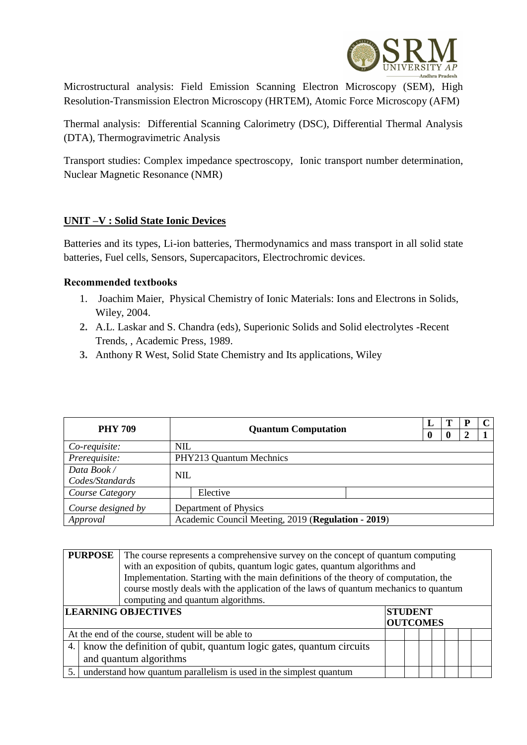Microstructural analysis: Field Emission Scanning Electron Microscopy (SEM), High Resolution-Transmission Electron Microscopy (HRTEM), Atomic Force Microscopy (AFM)

Thermal analysis: Differential Scanning Calorimetry (DSC), Differential Thermal Analysis (DTA), Thermogravimetric Analysis

Transport studies: Complex impedance spectroscopy, Ionic transport number determination, Nuclear Magnetic Resonance (NMR)

## UNIT –V : Solid State Ionic Devices

Batteries and its types, Li-ion batteries, Thermodynamics and mass transport in all solid state batteries, Fuel cells, Sensors, Supercapacitors, Electrochromic devices.

### Recommended textbooks

1. Joachim Maier, Physical Chemistry of Ionic Materials: Ions and Electrons in Solids, Wiley, 2004.
2. A.L. Laskar and S. Chandra (eds), Superionic Solids and Solid electrolytes -Recent Trends, , Academic Press, 1989.
3. Anthony R West, Solid State Chemistry and Its applications, Wiley

| **PHY 709** | **Quantum Computation** | | **L** | **T** | **P** | **C** |
|---|---|---|---|---|---|---|
| | | | **0** | **0** | **2** | **1** |
| *Co-requisite:* | NIL | | | | | |
| *Prerequisite:* | PHY213 Quantum Mechnics | | | | | |
| *Data Book / Codes/Standards* | NIL | | | | | |
| *Course Category* | Elective | | | | | |
| *Course designed by* | Department of Physics | | | | | |
| *Approval* | Academic Council Meeting, 2019 (**Regulation - 2019**) | | | | | |

| **PURPOSE** | The course represents a comprehensive survey on the concept of quantum computing with an exposition of qubits, quantum logic gates, quantum algorithms and Implementation. Starting with the main definitions of the theory of computation, the course mostly deals with the application of the laws of quantum mechanics to quantum computing and quantum algorithms. | | | | | | | |
|---|---|---|---|---|---|---|---|---|
| **LEARNING OBJECTIVES** | | **STUDENT OUTCOMES** | | | | | | |
| At the end of the course, student will be able to | | | | | | | | |
| 4. | know the definition of qubit, quantum logic gates, quantum circuits and quantum algorithms | | | | | | | |
| 5. | understand how quantum parallelism is used in the simplest quantum | | | | | | | |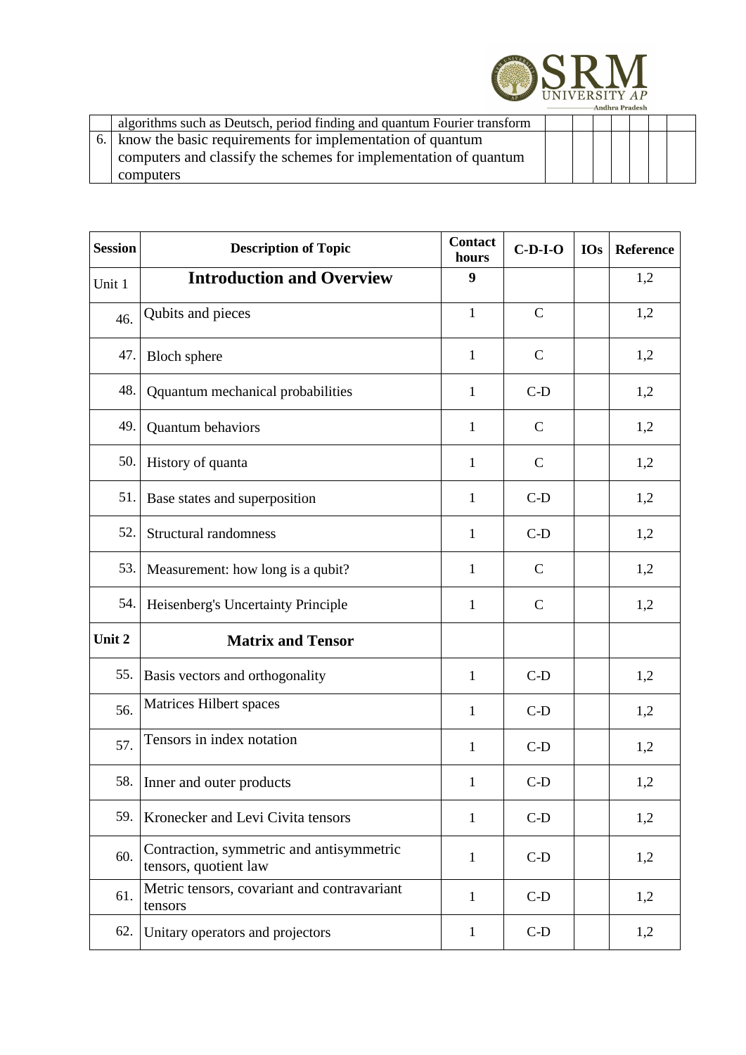| | | | | | | | | |
|---|---|---|---|---|---|---|---|---|
| | algorithms such as Deutsch, period finding and quantum Fourier transform | | | | | | | |
| 6. | know the basic requirements for implementation of quantum computers and classify the schemes for implementation of quantum computers | | | | | | | |

| Session | Description of Topic | Contact hours | C-D-I-O | IOs | Reference |
|---|---|---|---|---|---|
| Unit 1 | **Introduction and Overview** | **9** | | | 1,2 |
| 46. | Qubits and pieces | 1 | C | | 1,2 |
| 47. | Bloch sphere | 1 | C | | 1,2 |
| 48. | Qquantum mechanical probabilities | 1 | C-D | | 1,2 |
| 49. | Quantum behaviors | 1 | C | | 1,2 |
| 50. | History of quanta | 1 | C | | 1,2 |
| 51. | Base states and superposition | 1 | C-D | | 1,2 |
| 52. | Structural randomness | 1 | C-D | | 1,2 |
| 53. | Measurement: how long is a qubit? | 1 | C | | 1,2 |
| 54. | Heisenberg's Uncertainty Principle | 1 | C | | 1,2 |
| **Unit 2** | **Matrix and Tensor** | | | | |
| 55. | Basis vectors and orthogonality | 1 | C-D | | 1,2 |
| 56. | Matrices Hilbert spaces | 1 | C-D | | 1,2 |
| 57. | Tensors in index notation | 1 | C-D | | 1,2 |
| 58. | Inner and outer products | 1 | C-D | | 1,2 |
| 59. | Kronecker and Levi Civita tensors | 1 | C-D | | 1,2 |
| 60. | Contraction, symmetric and antisymmetric tensors, quotient law | 1 | C-D | | 1,2 |
| 61. | Metric tensors, covariant and contravariant tensors | 1 | C-D | | 1,2 |
| 62. | Unitary operators and projectors | 1 | C-D | | 1,2 |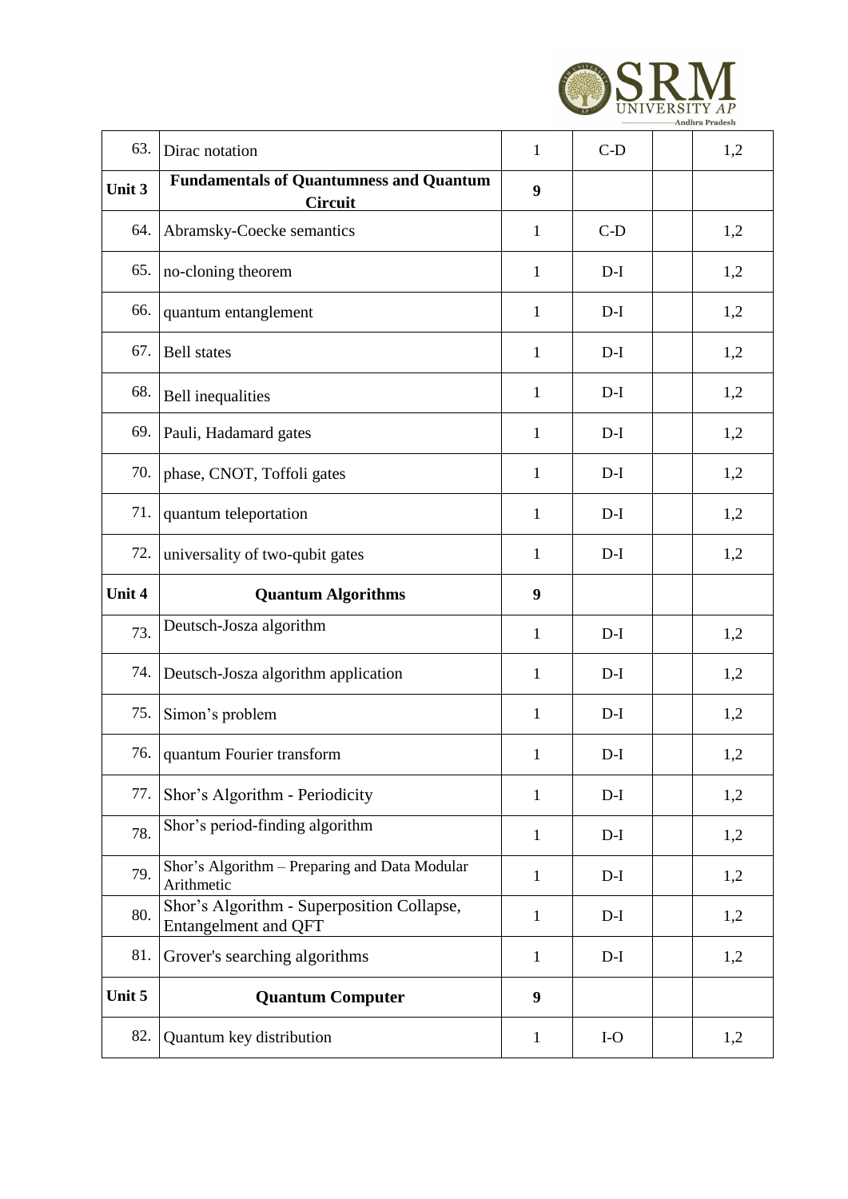| 63. | Dirac notation | 1 | C-D | | 1,2 |
|---|---|---|---|---|---|
| **Unit 3** | **Fundamentals of Quantumness and Quantum Circuit** | **9** | | | |
| 64. | Abramsky-Coecke semantics | 1 | C-D | | 1,2 |
| 65. | no-cloning theorem | 1 | D-I | | 1,2 |
| 66. | quantum entanglement | 1 | D-I | | 1,2 |
| 67. | Bell states | 1 | D-I | | 1,2 |
| 68. | Bell inequalities | 1 | D-I | | 1,2 |
| 69. | Pauli, Hadamard gates | 1 | D-I | | 1,2 |
| 70. | phase, CNOT, Toffoli gates | 1 | D-I | | 1,2 |
| 71. | quantum teleportation | 1 | D-I | | 1,2 |
| 72. | universality of two-qubit gates | 1 | D-I | | 1,2 |
| **Unit 4** | **Quantum Algorithms** | **9** | | | |
| 73. | Deutsch-Josza algorithm | 1 | D-I | | 1,2 |
| 74. | Deutsch-Josza algorithm application | 1 | D-I | | 1,2 |
| 75. | Simon's problem | 1 | D-I | | 1,2 |
| 76. | quantum Fourier transform | 1 | D-I | | 1,2 |
| 77. | Shor's Algorithm - Periodicity | 1 | D-I | | 1,2 |
| 78. | Shor's period-finding algorithm | 1 | D-I | | 1,2 |
| 79. | Shor's Algorithm – Preparing and Data Modular Arithmetic | 1 | D-I | | 1,2 |
| 80. | Shor's Algorithm - Superposition Collapse, Entangelment and QFT | 1 | D-I | | 1,2 |
| 81. | Grover's searching algorithms | 1 | D-I | | 1,2 |
| **Unit 5** | **Quantum Computer** | **9** | | | |
| 82. | Quantum key distribution | 1 | I-O | | 1,2 |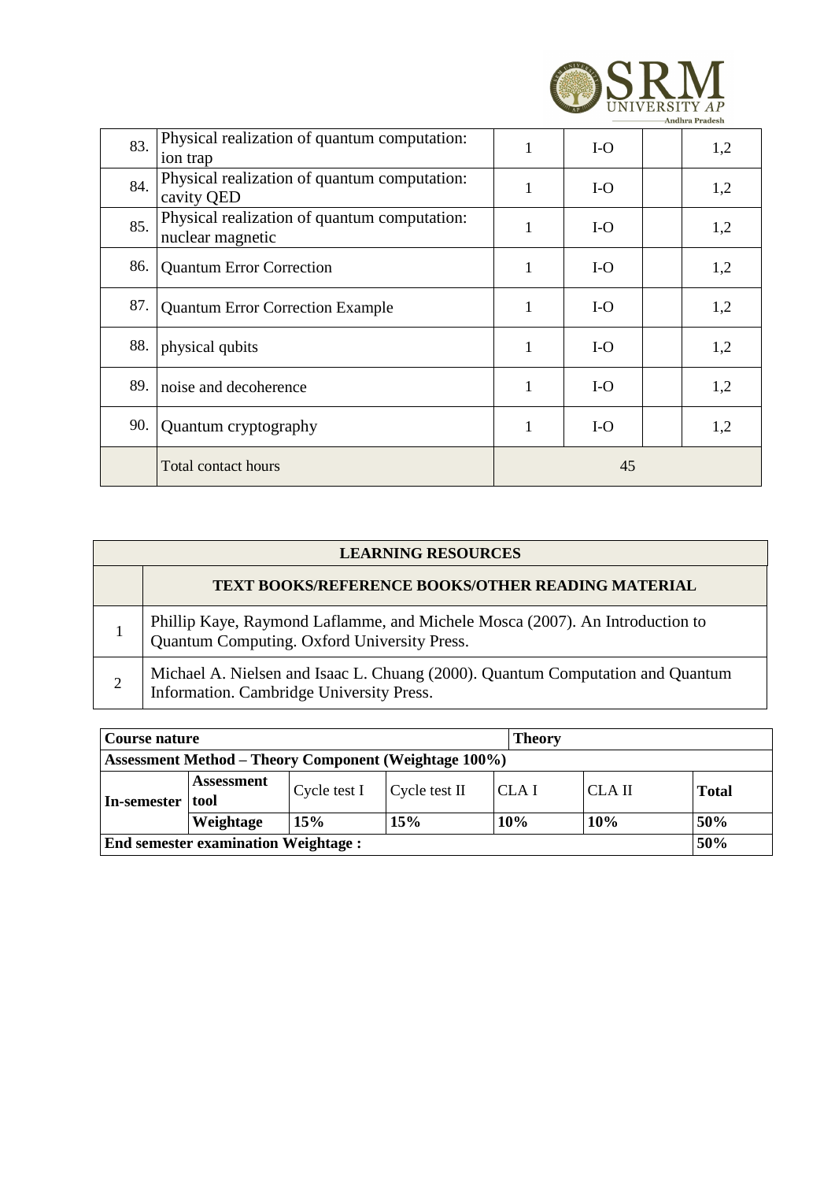| | | | | | |
|---|---|---|---|---|---|
| 83. | Physical realization of quantum computation: ion trap | 1 | I-O | | 1,2 |
| 84. | Physical realization of quantum computation: cavity QED | 1 | I-O | | 1,2 |
| 85. | Physical realization of quantum computation: nuclear magnetic | 1 | I-O | | 1,2 |
| 86. | Quantum Error Correction | 1 | I-O | | 1,2 |
| 87. | Quantum Error Correction Example | 1 | I-O | | 1,2 |
| 88. | physical qubits | 1 | I-O | | 1,2 |
| 89. | noise and decoherence | 1 | I-O | | 1,2 |
| 90. | Quantum cryptography | 1 | I-O | | 1,2 |
| | Total contact hours | 45 | | | |

| **LEARNING RESOURCES** | |
|---|---|
| | **TEXT BOOKS/REFERENCE BOOKS/OTHER READING MATERIAL** |
| 1 | Phillip Kaye, Raymond Laflamme, and Michele Mosca (2007). An Introduction to Quantum Computing. Oxford University Press. |
| 2 | Michael A. Nielsen and Isaac L. Chuang (2000). Quantum Computation and Quantum Information. Cambridge University Press. |

| **Course nature** | | | | **Theory** | | |
|---|---|---|---|---|---|---|
| **Assessment Method – Theory Component (Weightage 100%)** | | | | | | |
| **In-semester** | **Assessment tool** | Cycle test I | Cycle test II | CLA I | CLA II | **Total** |
| | **Weightage** | **15%** | **15%** | **10%** | **10%** | **50%** |
| **End semester examination Weightage :** | | | | | | **50%** |